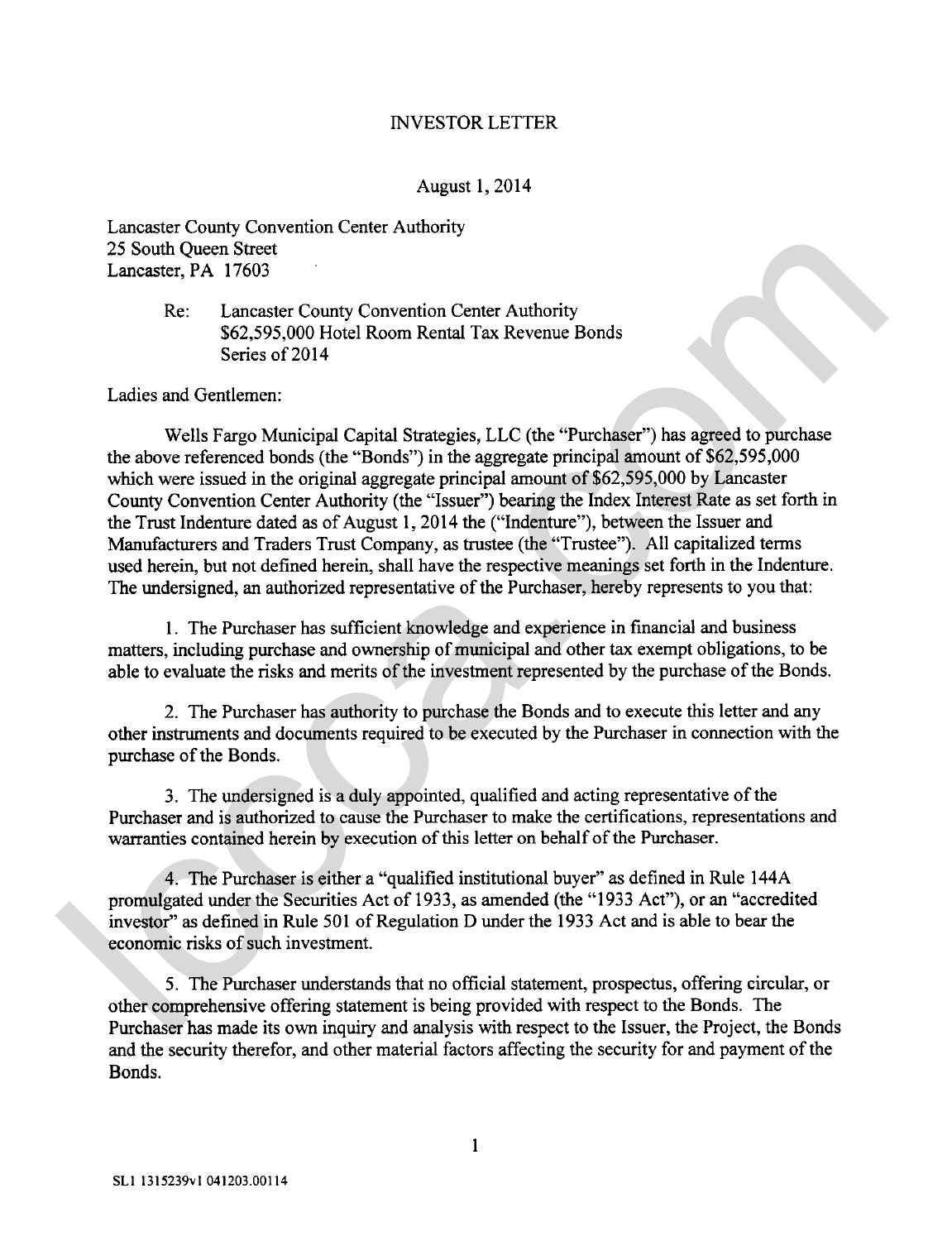# INVESTOR LETTER

August 1, 2014

Lancaster County Convention Center Authority
25 South Queen Street
Lancaster, PA 17603

Re: Lancaster County Convention Center Authority
$62,595,000 Hotel Room Rental Tax Revenue Bonds
Series of 2014

Ladies and Gentlemen:

Wells Fargo Municipal Capital Strategies, LLC (the "Purchaser") has agreed to purchase the above referenced bonds (the "Bonds") in the aggregate principal amount of $62,595,000 which were issued in the original aggregate principal amount of $62,595,000 by Lancaster County Convention Center Authority (the "Issuer") bearing the Index Interest Rate as set forth in the Trust Indenture dated as of August 1, 2014 the ("Indenture"), between the Issuer and Manufacturers and Traders Trust Company, as trustee (the "Trustee"). All capitalized terms used herein, but not defined herein, shall have the respective meanings set forth in the Indenture. The undersigned, an authorized representative of the Purchaser, hereby represents to you that:

1. The Purchaser has sufficient knowledge and experience in financial and business matters, including purchase and ownership of municipal and other tax exempt obligations, to be able to evaluate the risks and merits of the investment represented by the purchase of the Bonds.

2. The Purchaser has authority to purchase the Bonds and to execute this letter and any other instruments and documents required to be executed by the Purchaser in connection with the purchase of the Bonds.

3. The undersigned is a duly appointed, qualified and acting representative of the Purchaser and is authorized to cause the Purchaser to make the certifications, representations and warranties contained herein by execution of this letter on behalf of the Purchaser.

4. The Purchaser is either a "qualified institutional buyer" as defined in Rule 144A promulgated under the Securities Act of 1933, as amended (the "1933 Act"), or an "accredited investor" as defined in Rule 501 of Regulation D under the 1933 Act and is able to bear the economic risks of such investment.

5. The Purchaser understands that no official statement, prospectus, offering circular, or other comprehensive offering statement is being provided with respect to the Bonds. The Purchaser has made its own inquiry and analysis with respect to the Issuer, the Project, the Bonds and the security therefor, and other material factors affecting the security for and payment of the Bonds.

SL1 1315239v1 041203.00114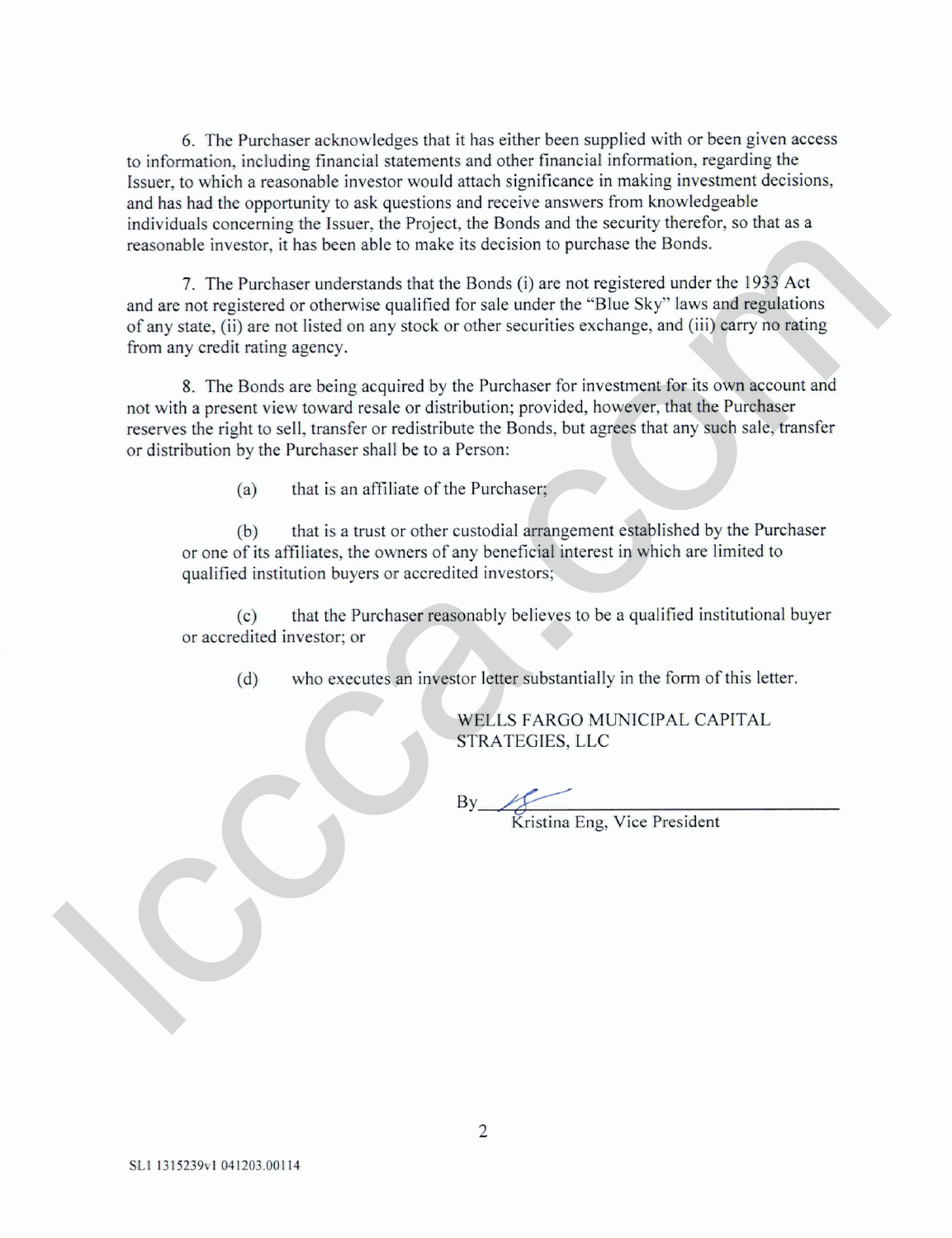6. The Purchaser acknowledges that it has either been supplied with or been given access to information, including financial statements and other financial information, regarding the Issuer, to which a reasonable investor would attach significance in making investment decisions, and has had the opportunity to ask questions and receive answers from knowledgeable individuals concerning the Issuer, the Project, the Bonds and the security therefor, so that as a reasonable investor, it has been able to make its decision to purchase the Bonds.

7. The Purchaser understands that the Bonds (i) are not registered under the 1933 Act and are not registered or otherwise qualified for sale under the "Blue Sky" laws and regulations of any state, (ii) are not listed on any stock or other securities exchange, and (iii) carry no rating from any credit rating agency.

8. The Bonds are being acquired by the Purchaser for investment for its own account and not with a present view toward resale or distribution; provided, however, that the Purchaser reserves the right to sell, transfer or redistribute the Bonds, but agrees that any such sale, transfer or distribution by the Purchaser shall be to a Person:

(a) that is an affiliate of the Purchaser;

(b) that is a trust or other custodial arrangement established by the Purchaser or one of its affiliates, the owners of any beneficial interest in which are limited to qualified institution buyers or accredited investors;

(c) that the Purchaser reasonably believes to be a qualified institutional buyer or accredited investor; or

(d) who executes an investor letter substantially in the form of this letter.

WELLS FARGO MUNICIPAL CAPITAL STRATEGIES, LLC

By________________________________
Kristina Eng, Vice President

SL1 1315239v1 041203.00114